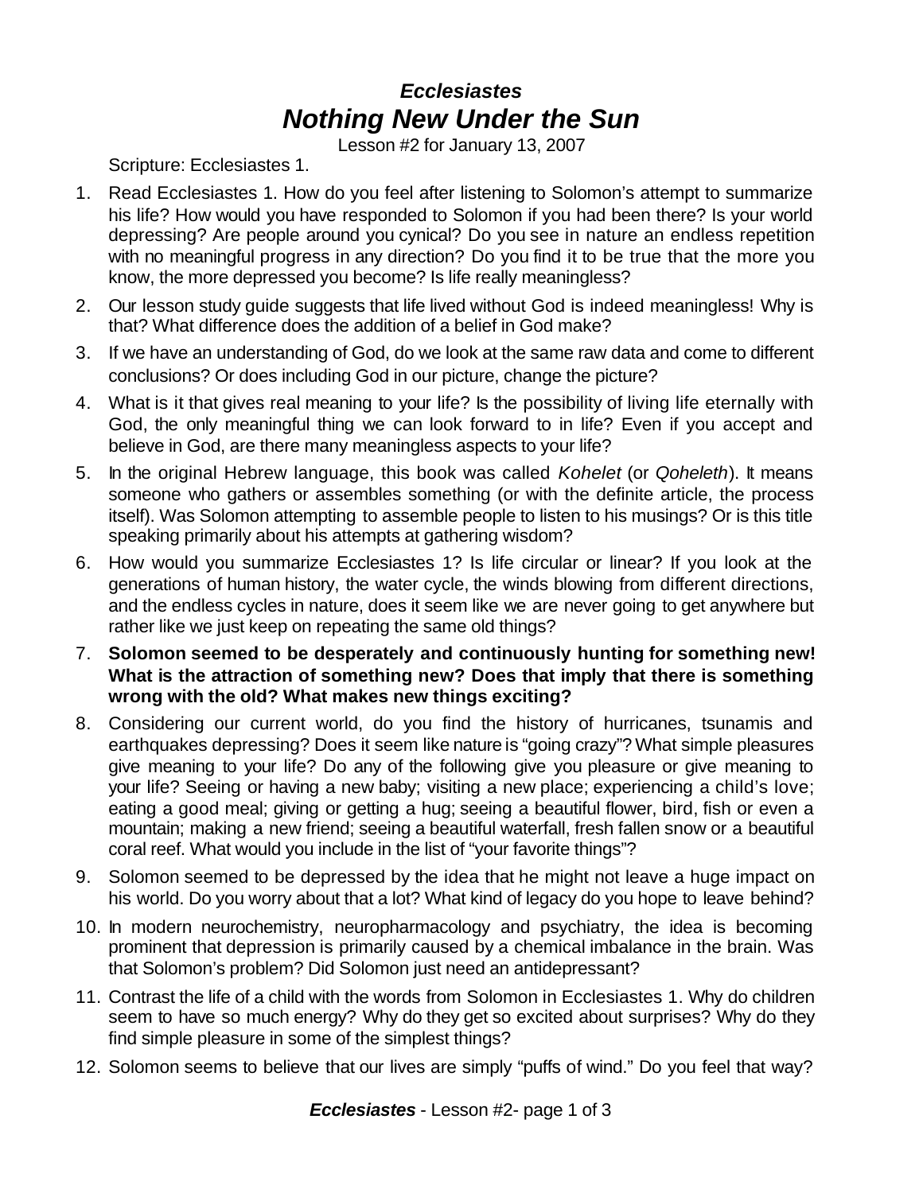# *Ecclesiastes*
# *Nothing New Under the Sun*

Lesson #2 for January 13, 2007

Scripture: Ecclesiastes 1.

1. Read Ecclesiastes 1. How do you feel after listening to Solomon's attempt to summarize his life? How would you have responded to Solomon if you had been there? Is your world depressing? Are people around you cynical? Do you see in nature an endless repetition with no meaningful progress in any direction? Do you find it to be true that the more you know, the more depressed you become? Is life really meaningless?
2. Our lesson study guide suggests that life lived without God is indeed meaningless! Why is that? What difference does the addition of a belief in God make?
3. If we have an understanding of God, do we look at the same raw data and come to different conclusions? Or does including God in our picture, change the picture?
4. What is it that gives real meaning to your life? Is the possibility of living life eternally with God, the only meaningful thing we can look forward to in life? Even if you accept and believe in God, are there many meaningless aspects to your life?
5. In the original Hebrew language, this book was called *Kohelet* (or *Qoheleth*). It means someone who gathers or assembles something (or with the definite article, the process itself). Was Solomon attempting to assemble people to listen to his musings? Or is this title speaking primarily about his attempts at gathering wisdom?
6. How would you summarize Ecclesiastes 1? Is life circular or linear? If you look at the generations of human history, the water cycle, the winds blowing from different directions, and the endless cycles in nature, does it seem like we are never going to get anywhere but rather like we just keep on repeating the same old things?
7. **Solomon seemed to be desperately and continuously hunting for something new! What is the attraction of something new? Does that imply that there is something wrong with the old? What makes new things exciting?**
8. Considering our current world, do you find the history of hurricanes, tsunamis and earthquakes depressing? Does it seem like nature is "going crazy"? What simple pleasures give meaning to your life? Do any of the following give you pleasure or give meaning to your life? Seeing or having a new baby; visiting a new place; experiencing a child's love; eating a good meal; giving or getting a hug; seeing a beautiful flower, bird, fish or even a mountain; making a new friend; seeing a beautiful waterfall, fresh fallen snow or a beautiful coral reef. What would you include in the list of "your favorite things"?
9. Solomon seemed to be depressed by the idea that he might not leave a huge impact on his world. Do you worry about that a lot? What kind of legacy do you hope to leave behind?
10. In modern neurochemistry, neuropharmacology and psychiatry, the idea is becoming prominent that depression is primarily caused by a chemical imbalance in the brain. Was that Solomon's problem? Did Solomon just need an antidepressant?
11. Contrast the life of a child with the words from Solomon in Ecclesiastes 1. Why do children seem to have so much energy? Why do they get so excited about surprises? Why do they find simple pleasure in some of the simplest things?
12. Solomon seems to believe that our lives are simply "puffs of wind." Do you feel that way?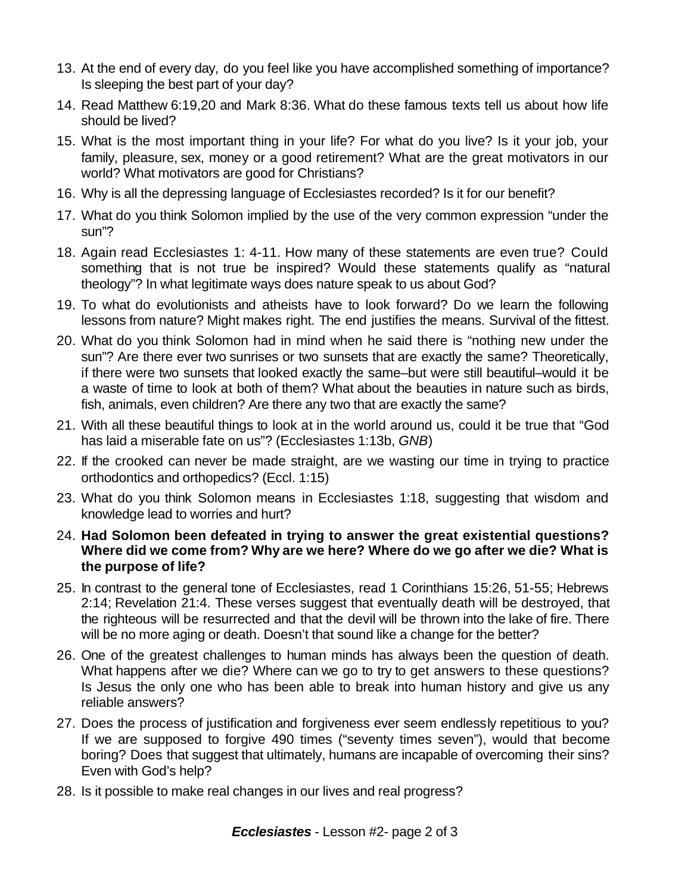13. At the end of every day, do you feel like you have accomplished something of importance? Is sleeping the best part of your day?
14. Read Matthew 6:19,20 and Mark 8:36. What do these famous texts tell us about how life should be lived?
15. What is the most important thing in your life? For what do you live? Is it your job, your family, pleasure, sex, money or a good retirement? What are the great motivators in our world? What motivators are good for Christians?
16. Why is all the depressing language of Ecclesiastes recorded? Is it for our benefit?
17. What do you think Solomon implied by the use of the very common expression "under the sun"?
18. Again read Ecclesiastes 1: 4-11. How many of these statements are even true? Could something that is not true be inspired? Would these statements qualify as "natural theology"? In what legitimate ways does nature speak to us about God?
19. To what do evolutionists and atheists have to look forward? Do we learn the following lessons from nature? Might makes right. The end justifies the means. Survival of the fittest.
20. What do you think Solomon had in mind when he said there is "nothing new under the sun"? Are there ever two sunrises or two sunsets that are exactly the same? Theoretically, if there were two sunsets that looked exactly the same–but were still beautiful–would it be a waste of time to look at both of them? What about the beauties in nature such as birds, fish, animals, even children? Are there any two that are exactly the same?
21. With all these beautiful things to look at in the world around us, could it be true that "God has laid a miserable fate on us"? (Ecclesiastes 1:13b, *GNB*)
22. If the crooked can never be made straight, are we wasting our time in trying to practice orthodontics and orthopedics? (Eccl. 1:15)
23. What do you think Solomon means in Ecclesiastes 1:18, suggesting that wisdom and knowledge lead to worries and hurt?
24. **Had Solomon been defeated in trying to answer the great existential questions? Where did we come from? Why are we here? Where do we go after we die? What is the purpose of life?**
25. In contrast to the general tone of Ecclesiastes, read 1 Corinthians 15:26, 51-55; Hebrews 2:14; Revelation 21:4. These verses suggest that eventually death will be destroyed, that the righteous will be resurrected and that the devil will be thrown into the lake of fire. There will be no more aging or death. Doesn't that sound like a change for the better?
26. One of the greatest challenges to human minds has always been the question of death. What happens after we die? Where can we go to try to get answers to these questions? Is Jesus the only one who has been able to break into human history and give us any reliable answers?
27. Does the process of justification and forgiveness ever seem endlessly repetitious to you? If we are supposed to forgive 490 times ("seventy times seven"), would that become boring? Does that suggest that ultimately, humans are incapable of overcoming their sins? Even with God's help?
28. Is it possible to make real changes in our lives and real progress?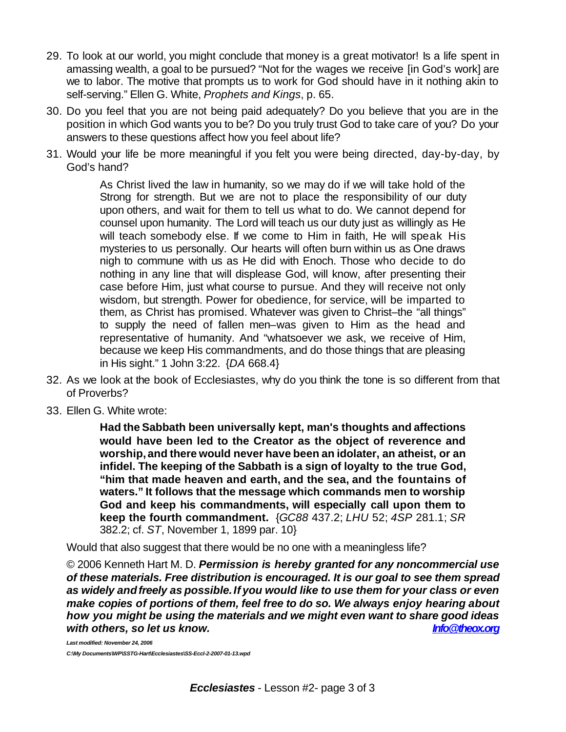29. To look at our world, you might conclude that money is a great motivator! Is a life spent in amassing wealth, a goal to be pursued? "Not for the wages we receive [in God's work] are we to labor. The motive that prompts us to work for God should have in it nothing akin to self-serving." Ellen G. White, *Prophets and Kings*, p. 65.

30. Do you feel that you are not being paid adequately? Do you believe that you are in the position in which God wants you to be? Do you truly trust God to take care of you? Do your answers to these questions affect how you feel about life?

31. Would your life be more meaningful if you felt you were being directed, day-by-day, by God's hand?

> As Christ lived the law in humanity, so we may do if we will take hold of the Strong for strength. But we are not to place the responsibility of our duty upon others, and wait for them to tell us what to do. We cannot depend for counsel upon humanity. The Lord will teach us our duty just as willingly as He will teach somebody else. If we come to Him in faith, He will speak His mysteries to us personally. Our hearts will often burn within us as One draws nigh to commune with us as He did with Enoch. Those who decide to do nothing in any line that will displease God, will know, after presenting their case before Him, just what course to pursue. And they will receive not only wisdom, but strength. Power for obedience, for service, will be imparted to them, as Christ has promised. Whatever was given to Christ–the "all things" to supply the need of fallen men–was given to Him as the head and representative of humanity. And "whatsoever we ask, we receive of Him, because we keep His commandments, and do those things that are pleasing in His sight." 1 John 3:22. {*DA* 668.4}

32. As we look at the book of Ecclesiastes, why do you think the tone is so different from that of Proverbs?

33. Ellen G. White wrote:

> **Had the Sabbath been universally kept, man's thoughts and affections would have been led to the Creator as the object of reverence and worship, and there would never have been an idolater, an atheist, or an infidel. The keeping of the Sabbath is a sign of loyalty to the true God, "him that made heaven and earth, and the sea, and the fountains of waters." It follows that the message which commands men to worship God and keep his commandments, will especially call upon them to keep the fourth commandment.** {*GC88* 437.2; *LHU* 52; *4SP* 281.1; *SR* 382.2; cf. *ST*, November 1, 1899 par. 10}

Would that also suggest that there would be no one with a meaningless life?

© 2006 Kenneth Hart M. D. ***Permission is hereby granted for any noncommercial use of these materials. Free distribution is encouraged. It is our goal to see them spread as widely and freely as possible. If you would like to use them for your class or even make copies of portions of them, feel free to do so. We always enjoy hearing about how you might be using the materials and we might even want to share good ideas with others, so let us know.*** ***Info@theox.org***

***Last modified: November 24, 2006***

***C:\My Documents\WP\SSTG-Hart\Ecclesiastes\SS-Eccl-2-2007-01-13.wpd***